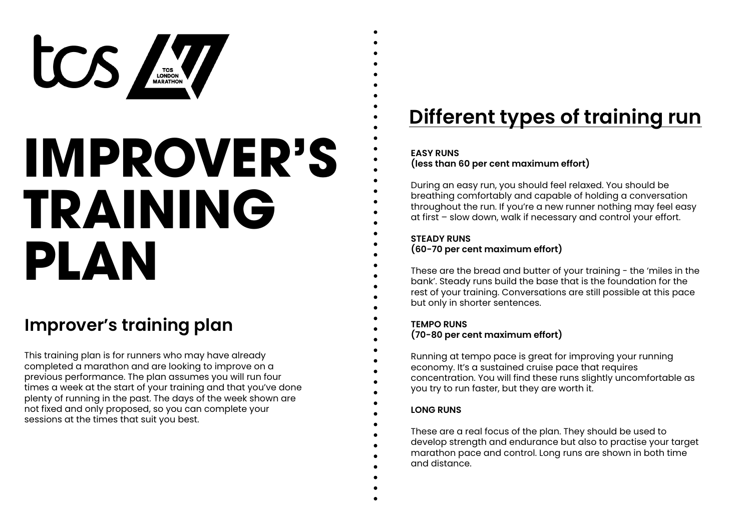# IMPROVER'S TRAINING PLAN

## Improver's training plan

This training plan is for runners who may have already completed a marathon and are looking to improve on a previous performance. The plan assumes you will run four times a week at the start of your training and that you've done plenty of running in the past. The days of the week shown are not fixed and only proposed, so you can complete your sessions at the times that suit you best.

## Different types of training run

**EASY RUNS**
**(less than 60 per cent maximum effort)**

During an easy run, you should feel relaxed. You should be breathing comfortably and capable of holding a conversation throughout the run. If you're a new runner nothing may feel easy at first – slow down, walk if necessary and control your effort.

**STEADY RUNS**
**(60-70 per cent maximum effort)**

These are the bread and butter of your training - the 'miles in the bank'. Steady runs build the base that is the foundation for the rest of your training. Conversations are still possible at this pace but only in shorter sentences.

**TEMPO RUNS**
**(70-80 per cent maximum effort)**

Running at tempo pace is great for improving your running economy. It's a sustained cruise pace that requires concentration. You will find these runs slightly uncomfortable as you try to run faster, but they are worth it.

**LONG RUNS**

These are a real focus of the plan. They should be used to develop strength and endurance but also to practise your target marathon pace and control. Long runs are shown in both time and distance.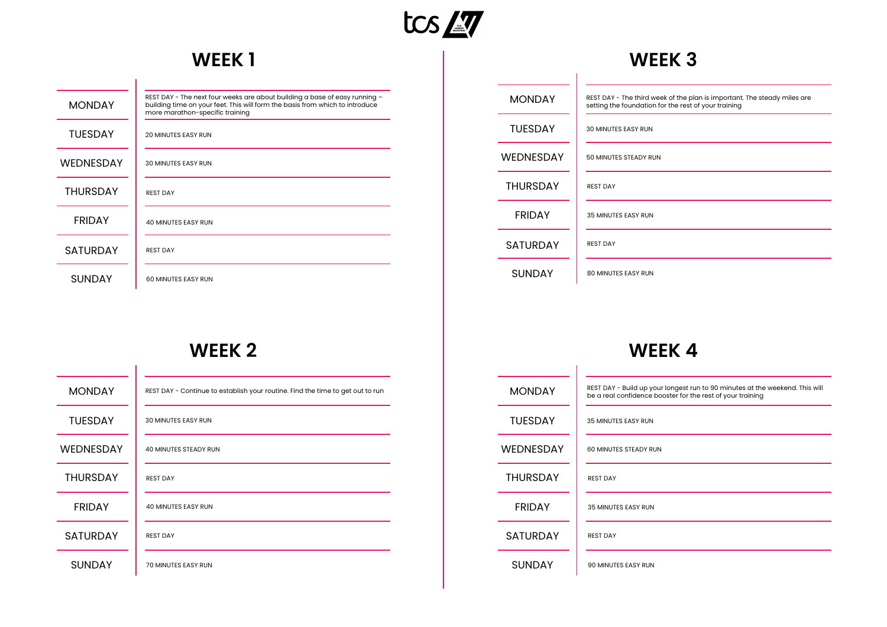## WEEK 1

| Day | Session |
|---|---|
| MONDAY | REST DAY - The next four weeks are about building a base of easy running – building time on your feet. This will form the basis from which to introduce more marathon-specific training |
| TUESDAY | 20 MINUTES EASY RUN |
| WEDNESDAY | 30 MINUTES EASY RUN |
| THURSDAY | REST DAY |
| FRIDAY | 40 MINUTES EASY RUN |
| SATURDAY | REST DAY |
| SUNDAY | 60 MINUTES EASY RUN |

## WEEK 2

| Day | Session |
|---|---|
| MONDAY | REST DAY - Continue to establish your routine. Find the time to get out to run |
| TUESDAY | 30 MINUTES EASY RUN |
| WEDNESDAY | 40 MINUTES STEADY RUN |
| THURSDAY | REST DAY |
| FRIDAY | 40 MINUTES EASY RUN |
| SATURDAY | REST DAY |
| SUNDAY | 70 MINUTES EASY RUN |

## WEEK 3

| Day | Session |
|---|---|
| MONDAY | REST DAY - The third week of the plan is important. The steady miles are setting the foundation for the rest of your training |
| TUESDAY | 30 MINUTES EASY RUN |
| WEDNESDAY | 50 MINUTES STEADY RUN |
| THURSDAY | REST DAY |
| FRIDAY | 35 MINUTES EASY RUN |
| SATURDAY | REST DAY |
| SUNDAY | 80 MINUTES EASY RUN |

## WEEK 4

| Day | Session |
|---|---|
| MONDAY | REST DAY - Build up your longest run to 90 minutes at the weekend. This will be a real confidence booster for the rest of your training |
| TUESDAY | 35 MINUTES EASY RUN |
| WEDNESDAY | 60 MINUTES STEADY RUN |
| THURSDAY | REST DAY |
| FRIDAY | 35 MINUTES EASY RUN |
| SATURDAY | REST DAY |
| SUNDAY | 90 MINUTES EASY RUN |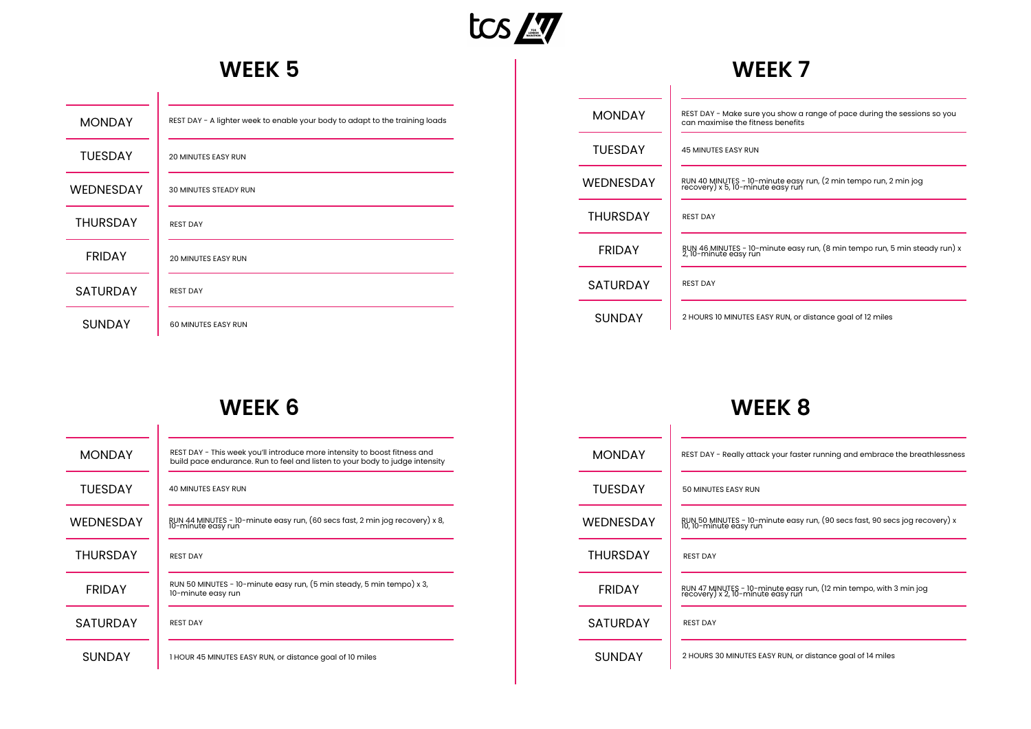## WEEK 5

| | |
|---|---|
| MONDAY | REST DAY - A lighter week to enable your body to adapt to the training loads |
| TUESDAY | 20 MINUTES EASY RUN |
| WEDNESDAY | 30 MINUTES STEADY RUN |
| THURSDAY | REST DAY |
| FRIDAY | 20 MINUTES EASY RUN |
| SATURDAY | REST DAY |
| SUNDAY | 60 MINUTES EASY RUN |

## WEEK 6

| | |
|---|---|
| MONDAY | REST DAY - This week you'll introduce more intensity to boost fitness and build pace endurance. Run to feel and listen to your body to judge intensity |
| TUESDAY | 40 MINUTES EASY RUN |
| WEDNESDAY | RUN 44 MINUTES - 10-minute easy run, (60 secs fast, 2 min jog recovery) x 8, 10-minute easy run |
| THURSDAY | REST DAY |
| FRIDAY | RUN 50 MINUTES - 10-minute easy run, (5 min steady, 5 min tempo) x 3, 10-minute easy run |
| SATURDAY | REST DAY |
| SUNDAY | 1 HOUR 45 MINUTES EASY RUN, or distance goal of 10 miles |

## WEEK 7

| | |
|---|---|
| MONDAY | REST DAY - Make sure you show a range of pace during the sessions so you can maximise the fitness benefits |
| TUESDAY | 45 MINUTES EASY RUN |
| WEDNESDAY | RUN 40 MINUTES - 10-minute easy run, (2 min tempo run, 2 min jog recovery) x 5, 10-minute easy run |
| THURSDAY | REST DAY |
| FRIDAY | RUN 46 MINUTES - 10-minute easy run, (8 min tempo run, 5 min steady run) x 2, 10-minute easy run |
| SATURDAY | REST DAY |
| SUNDAY | 2 HOURS 10 MINUTES EASY RUN, or distance goal of 12 miles |

## WEEK 8

| | |
|---|---|
| MONDAY | REST DAY - Really attack your faster running and embrace the breathlessness |
| TUESDAY | 50 MINUTES EASY RUN |
| WEDNESDAY | RUN 50 MINUTES - 10-minute easy run, (90 secs fast, 90 secs jog recovery) x 10, 10-minute easy run |
| THURSDAY | REST DAY |
| FRIDAY | RUN 47 MINUTES - 10-minute easy run, (12 min tempo, with 3 min jog recovery) x 2, 10-minute easy run |
| SATURDAY | REST DAY |
| SUNDAY | 2 HOURS 30 MINUTES EASY RUN, or distance goal of 14 miles |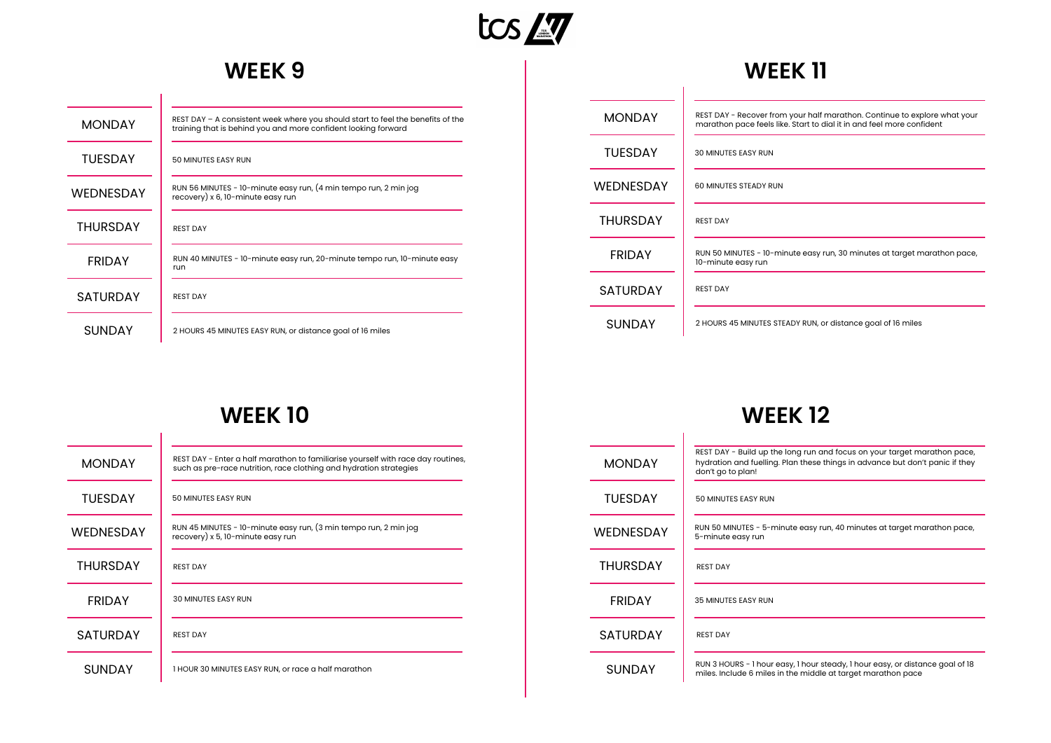## WEEK 9

| | |
|---|---|
| MONDAY | REST DAY – A consistent week where you should start to feel the benefits of the training that is behind you and more confident looking forward |
| TUESDAY | 50 MINUTES EASY RUN |
| WEDNESDAY | RUN 56 MINUTES - 10-minute easy run, (4 min tempo run, 2 min jog recovery) x 6, 10-minute easy run |
| THURSDAY | REST DAY |
| FRIDAY | RUN 40 MINUTES - 10-minute easy run, 20-minute tempo run, 10-minute easy run |
| SATURDAY | REST DAY |
| SUNDAY | 2 HOURS 45 MINUTES EASY RUN, or distance goal of 16 miles |

## WEEK 10

| | |
|---|---|
| MONDAY | REST DAY - Enter a half marathon to familiarise yourself with race day routines, such as pre-race nutrition, race clothing and hydration strategies |
| TUESDAY | 50 MINUTES EASY RUN |
| WEDNESDAY | RUN 45 MINUTES - 10-minute easy run, (3 min tempo run, 2 min jog recovery) x 5, 10-minute easy run |
| THURSDAY | REST DAY |
| FRIDAY | 30 MINUTES EASY RUN |
| SATURDAY | REST DAY |
| SUNDAY | 1 HOUR 30 MINUTES EASY RUN, or race a half marathon |

## WEEK 11

| | |
|---|---|
| MONDAY | REST DAY - Recover from your half marathon. Continue to explore what your marathon pace feels like. Start to dial it in and feel more confident |
| TUESDAY | 30 MINUTES EASY RUN |
| WEDNESDAY | 60 MINUTES STEADY RUN |
| THURSDAY | REST DAY |
| FRIDAY | RUN 50 MINUTES - 10-minute easy run, 30 minutes at target marathon pace, 10-minute easy run |
| SATURDAY | REST DAY |
| SUNDAY | 2 HOURS 45 MINUTES STEADY RUN, or distance goal of 16 miles |

## WEEK 12

| | |
|---|---|
| MONDAY | REST DAY - Build up the long run and focus on your target marathon pace, hydration and fuelling. Plan these things in advance but don't panic if they don't go to plan! |
| TUESDAY | 50 MINUTES EASY RUN |
| WEDNESDAY | RUN 50 MINUTES - 5-minute easy run, 40 minutes at target marathon pace, 5-minute easy run |
| THURSDAY | REST DAY |
| FRIDAY | 35 MINUTES EASY RUN |
| SATURDAY | REST DAY |
| SUNDAY | RUN 3 HOURS - 1 hour easy, 1 hour steady, 1 hour easy, or distance goal of 18 miles. Include 6 miles in the middle at target marathon pace |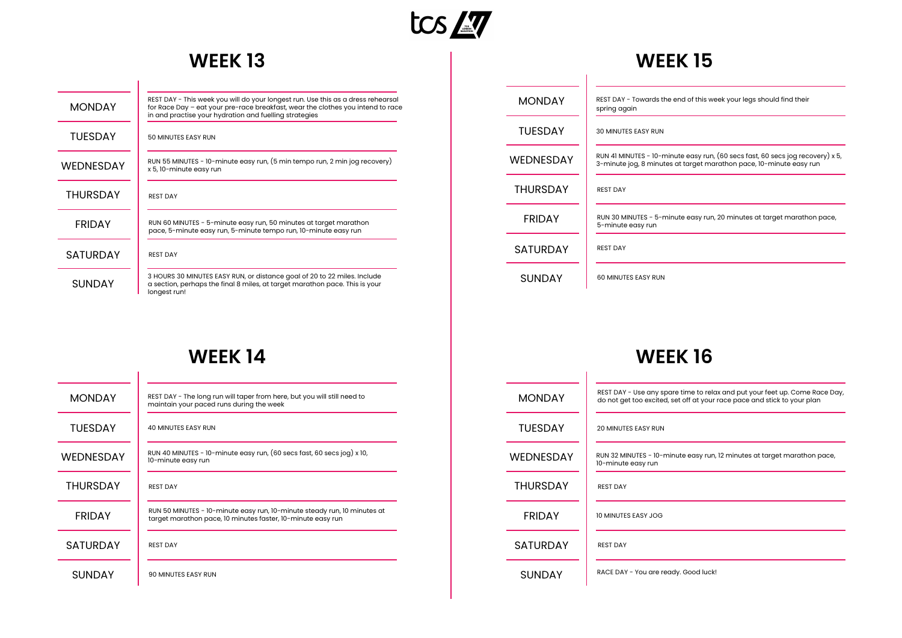## WEEK 13

| | |
|---|---|
| MONDAY | REST DAY - This week you will do your longest run. Use this as a dress rehearsal for Race Day – eat your pre-race breakfast, wear the clothes you intend to race in and practise your hydration and fuelling strategies |
| TUESDAY | 50 MINUTES EASY RUN |
| WEDNESDAY | RUN 55 MINUTES - 10-minute easy run, (5 min tempo run, 2 min jog recovery) x 5, 10-minute easy run |
| THURSDAY | REST DAY |
| FRIDAY | RUN 60 MINUTES - 5-minute easy run, 50 minutes at target marathon pace, 5-minute easy run, 5-minute tempo run, 10-minute easy run |
| SATURDAY | REST DAY |
| SUNDAY | 3 HOURS 30 MINUTES EASY RUN, or distance goal of 20 to 22 miles. Include a section, perhaps the final 8 miles, at target marathon pace. This is your longest run! |

## WEEK 14

| | |
|---|---|
| MONDAY | REST DAY - The long run will taper from here, but you will still need to maintain your paced runs during the week |
| TUESDAY | 40 MINUTES EASY RUN |
| WEDNESDAY | RUN 40 MINUTES - 10-minute easy run, (60 secs fast, 60 secs jog) x 10, 10-minute easy run |
| THURSDAY | REST DAY |
| FRIDAY | RUN 50 MINUTES - 10-minute easy run, 10-minute steady run, 10 minutes at target marathon pace, 10 minutes faster, 10-minute easy run |
| SATURDAY | REST DAY |
| SUNDAY | 90 MINUTES EASY RUN |

## WEEK 15

| | |
|---|---|
| MONDAY | REST DAY - Towards the end of this week your legs should find their spring again |
| TUESDAY | 30 MINUTES EASY RUN |
| WEDNESDAY | RUN 41 MINUTES - 10-minute easy run, (60 secs fast, 60 secs jog recovery) x 5, 3-minute jog, 8 minutes at target marathon pace, 10-minute easy run |
| THURSDAY | REST DAY |
| FRIDAY | RUN 30 MINUTES - 5-minute easy run, 20 minutes at target marathon pace, 5-minute easy run |
| SATURDAY | REST DAY |
| SUNDAY | 60 MINUTES EASY RUN |

## WEEK 16

| | |
|---|---|
| MONDAY | REST DAY - Use any spare time to relax and put your feet up. Come Race Day, do not get too excited, set off at your race pace and stick to your plan |
| TUESDAY | 20 MINUTES EASY RUN |
| WEDNESDAY | RUN 32 MINUTES - 10-minute easy run, 12 minutes at target marathon pace, 10-minute easy run |
| THURSDAY | REST DAY |
| FRIDAY | 10 MINUTES EASY JOG |
| SATURDAY | REST DAY |
| SUNDAY | RACE DAY - You are ready. Good luck! |